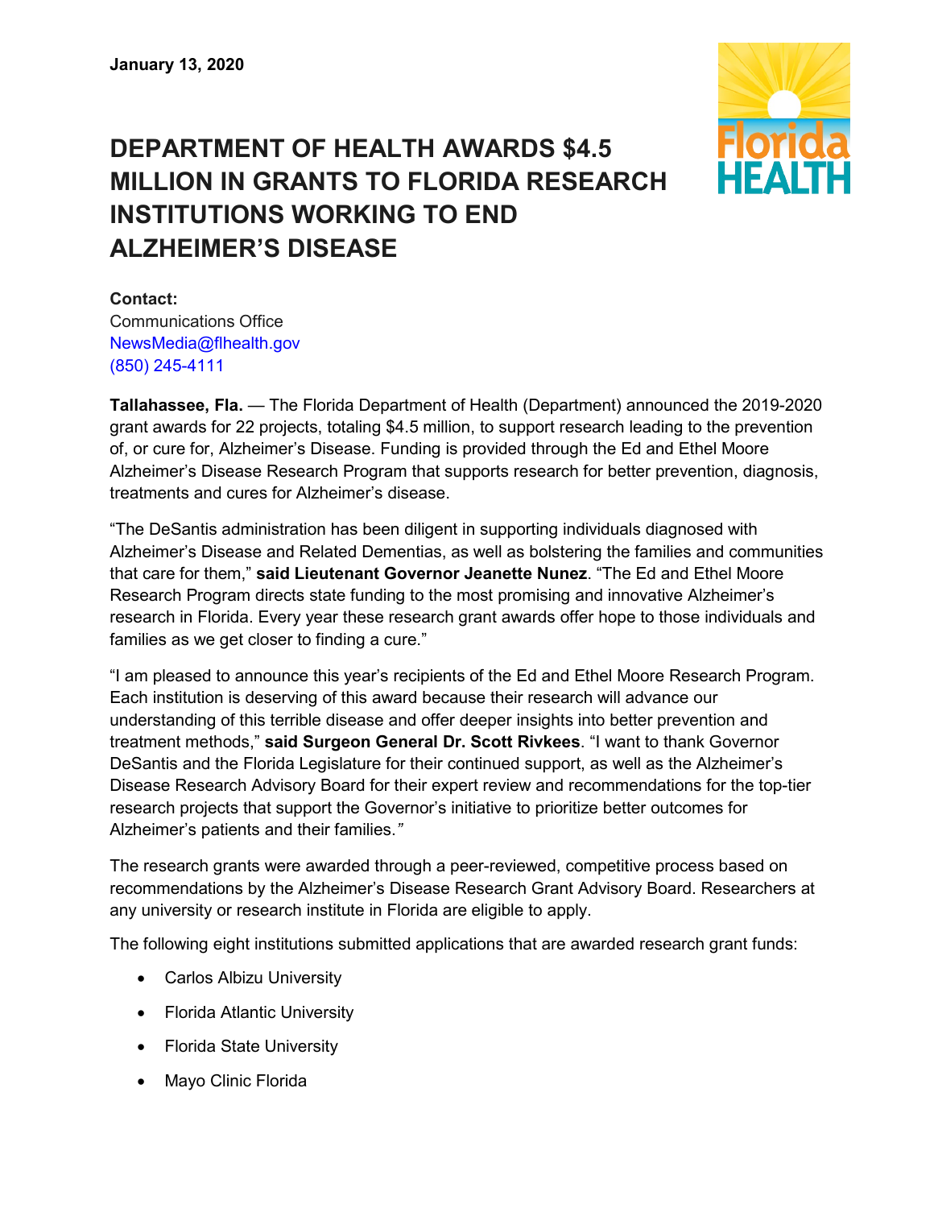**January 13, 2020**

# DEPARTMENT OF HEALTH AWARDS $4.5 MILLION IN GRANTS TO FLORIDA RESEARCH INSTITUTIONS WORKING TO END ALZHEIMER'S DISEASE

**Contact:**
Communications Office
NewsMedia@flhealth.gov
(850) 245-4111

**Tallahassee, Fla.** — The Florida Department of Health (Department) announced the 2019-2020 grant awards for 22 projects, totaling $4.5 million, to support research leading to the prevention of, or cure for, Alzheimer's Disease. Funding is provided through the Ed and Ethel Moore Alzheimer's Disease Research Program that supports research for better prevention, diagnosis, treatments and cures for Alzheimer's disease.

"The DeSantis administration has been diligent in supporting individuals diagnosed with Alzheimer's Disease and Related Dementias, as well as bolstering the families and communities that care for them," **said Lieutenant Governor Jeanette Nunez**. "The Ed and Ethel Moore Research Program directs state funding to the most promising and innovative Alzheimer's research in Florida. Every year these research grant awards offer hope to those individuals and families as we get closer to finding a cure."

"I am pleased to announce this year's recipients of the Ed and Ethel Moore Research Program. Each institution is deserving of this award because their research will advance our understanding of this terrible disease and offer deeper insights into better prevention and treatment methods," **said Surgeon General Dr. Scott Rivkees**. "I want to thank Governor DeSantis and the Florida Legislature for their continued support, as well as the Alzheimer's Disease Research Advisory Board for their expert review and recommendations for the top-tier research projects that support the Governor's initiative to prioritize better outcomes for Alzheimer's patients and their families."

The research grants were awarded through a peer-reviewed, competitive process based on recommendations by the Alzheimer's Disease Research Grant Advisory Board. Researchers at any university or research institute in Florida are eligible to apply.

The following eight institutions submitted applications that are awarded research grant funds:

- Carlos Albizu University
- Florida Atlantic University
- Florida State University
- Mayo Clinic Florida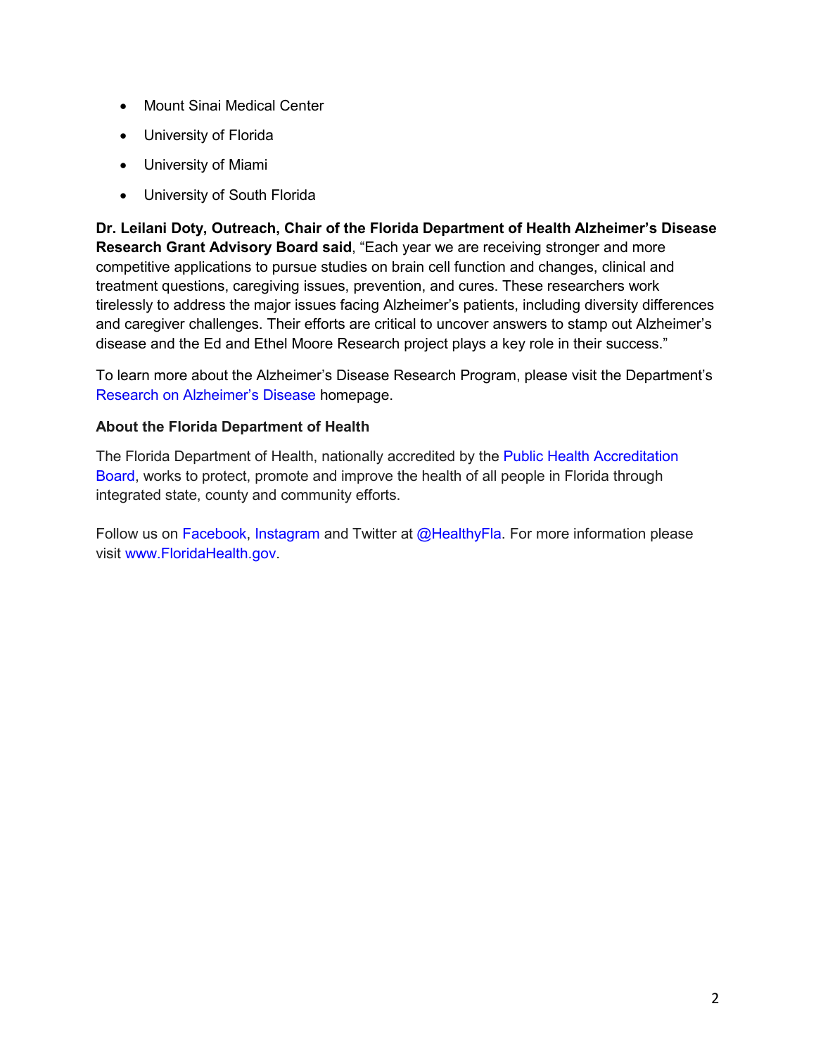- Mount Sinai Medical Center
- University of Florida
- University of Miami
- University of South Florida

**Dr. Leilani Doty, Outreach, Chair of the Florida Department of Health Alzheimer's Disease Research Grant Advisory Board said**, "Each year we are receiving stronger and more competitive applications to pursue studies on brain cell function and changes, clinical and treatment questions, caregiving issues, prevention, and cures. These researchers work tirelessly to address the major issues facing Alzheimer's patients, including diversity differences and caregiver challenges. Their efforts are critical to uncover answers to stamp out Alzheimer's disease and the Ed and Ethel Moore Research project plays a key role in their success."

To learn more about the Alzheimer's Disease Research Program, please visit the Department's Research on Alzheimer's Disease homepage.

**About the Florida Department of Health**

The Florida Department of Health, nationally accredited by the Public Health Accreditation Board, works to protect, promote and improve the health of all people in Florida through integrated state, county and community efforts.

Follow us on Facebook, Instagram and Twitter at @HealthyFla. For more information please visit www.FloridaHealth.gov.